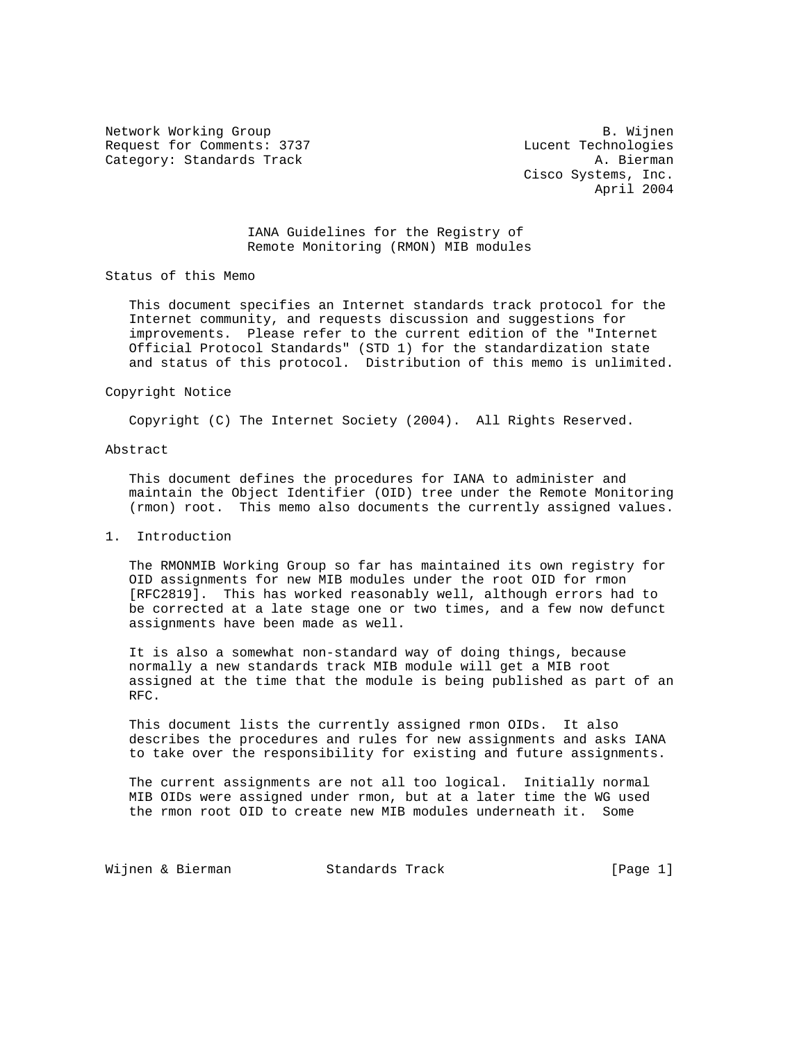Network Working Group B. Wijnen
Request for Comments: 3737 Lucent Technologies
Category: Standards Track A. Bierman
Cisco Systems, Inc.
April 2004

# IANA Guidelines for the Registry of Remote Monitoring (RMON) MIB modules

## Status of this Memo

This document specifies an Internet standards track protocol for the Internet community, and requests discussion and suggestions for improvements. Please refer to the current edition of the "Internet Official Protocol Standards" (STD 1) for the standardization state and status of this protocol. Distribution of this memo is unlimited.

## Copyright Notice

Copyright (C) The Internet Society (2004). All Rights Reserved.

## Abstract

This document defines the procedures for IANA to administer and maintain the Object Identifier (OID) tree under the Remote Monitoring (rmon) root. This memo also documents the currently assigned values.

## 1. Introduction

The RMONMIB Working Group so far has maintained its own registry for OID assignments for new MIB modules under the root OID for rmon [RFC2819]. This has worked reasonably well, although errors had to be corrected at a late stage one or two times, and a few now defunct assignments have been made as well.

It is also a somewhat non-standard way of doing things, because normally a new standards track MIB module will get a MIB root assigned at the time that the module is being published as part of an RFC.

This document lists the currently assigned rmon OIDs. It also describes the procedures and rules for new assignments and asks IANA to take over the responsibility for existing and future assignments.

The current assignments are not all too logical. Initially normal MIB OIDs were assigned under rmon, but at a later time the WG used the rmon root OID to create new MIB modules underneath it. Some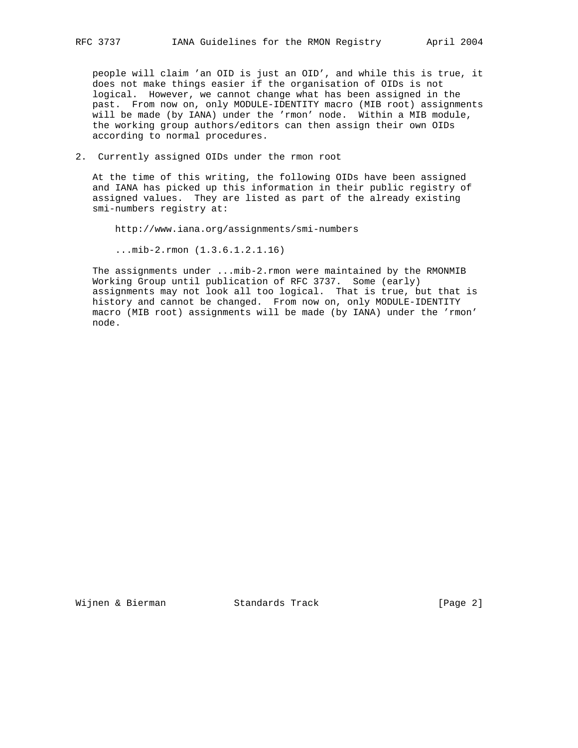people will claim 'an OID is just an OID', and while this is true, it does not make things easier if the organisation of OIDs is not logical. However, we cannot change what has been assigned in the past. From now on, only MODULE-IDENTITY macro (MIB root) assignments will be made (by IANA) under the 'rmon' node. Within a MIB module, the working group authors/editors can then assign their own OIDs according to normal procedures.

## 2. Currently assigned OIDs under the rmon root

At the time of this writing, the following OIDs have been assigned and IANA has picked up this information in their public registry of assigned values. They are listed as part of the already existing smi-numbers registry at:

```
http://www.iana.org/assignments/smi-numbers

...mib-2.rmon (1.3.6.1.2.1.16)
```

The assignments under ...mib-2.rmon were maintained by the RMONMIB Working Group until publication of RFC 3737. Some (early) assignments may not look all too logical. That is true, but that is history and cannot be changed. From now on, only MODULE-IDENTITY macro (MIB root) assignments will be made (by IANA) under the 'rmon' node.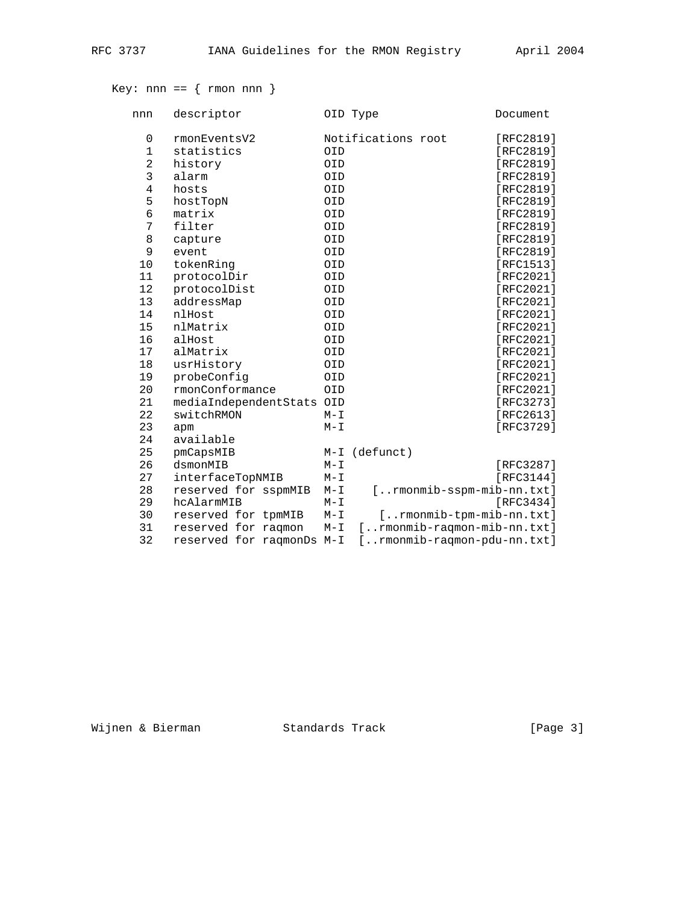Key: nnn == { rmon nnn }

| nnn | descriptor | OID Type | Document |
| --- | --- | --- | --- |
| 0 | rmonEventsV2 | Notifications root | [RFC2819] |
| 1 | statistics | OID | [RFC2819] |
| 2 | history | OID | [RFC2819] |
| 3 | alarm | OID | [RFC2819] |
| 4 | hosts | OID | [RFC2819] |
| 5 | hostTopN | OID | [RFC2819] |
| 6 | matrix | OID | [RFC2819] |
| 7 | filter | OID | [RFC2819] |
| 8 | capture | OID | [RFC2819] |
| 9 | event | OID | [RFC2819] |
| 10 | tokenRing | OID | [RFC1513] |
| 11 | protocolDir | OID | [RFC2021] |
| 12 | protocolDist | OID | [RFC2021] |
| 13 | addressMap | OID | [RFC2021] |
| 14 | nlHost | OID | [RFC2021] |
| 15 | nlMatrix | OID | [RFC2021] |
| 16 | alHost | OID | [RFC2021] |
| 17 | alMatrix | OID | [RFC2021] |
| 18 | usrHistory | OID | [RFC2021] |
| 19 | probeConfig | OID | [RFC2021] |
| 20 | rmonConformance | OID | [RFC2021] |
| 21 | mediaIndependentStats | OID | [RFC3273] |
| 22 | switchRMON | M-I | [RFC2613] |
| 23 | apm | M-I | [RFC3729] |
| 24 | available | | |
| 25 | pmCapsMIB | M-I (defunct) | |
| 26 | dsmonMIB | M-I | [RFC3287] |
| 27 | interfaceTopNMIB | M-I | [RFC3144] |
| 28 | reserved for sspmMIB | M-I | [..rmonmib-sspm-mib-nn.txt] |
| 29 | hcAlarmMIB | M-I | [RFC3434] |
| 30 | reserved for tpmMIB | M-I | [..rmonmib-tpm-mib-nn.txt] |
| 31 | reserved for raqmon | M-I | [..rmonmib-raqmon-mib-nn.txt] |
| 32 | reserved for raqmonDs | M-I | [..rmonmib-raqmon-pdu-nn.txt] |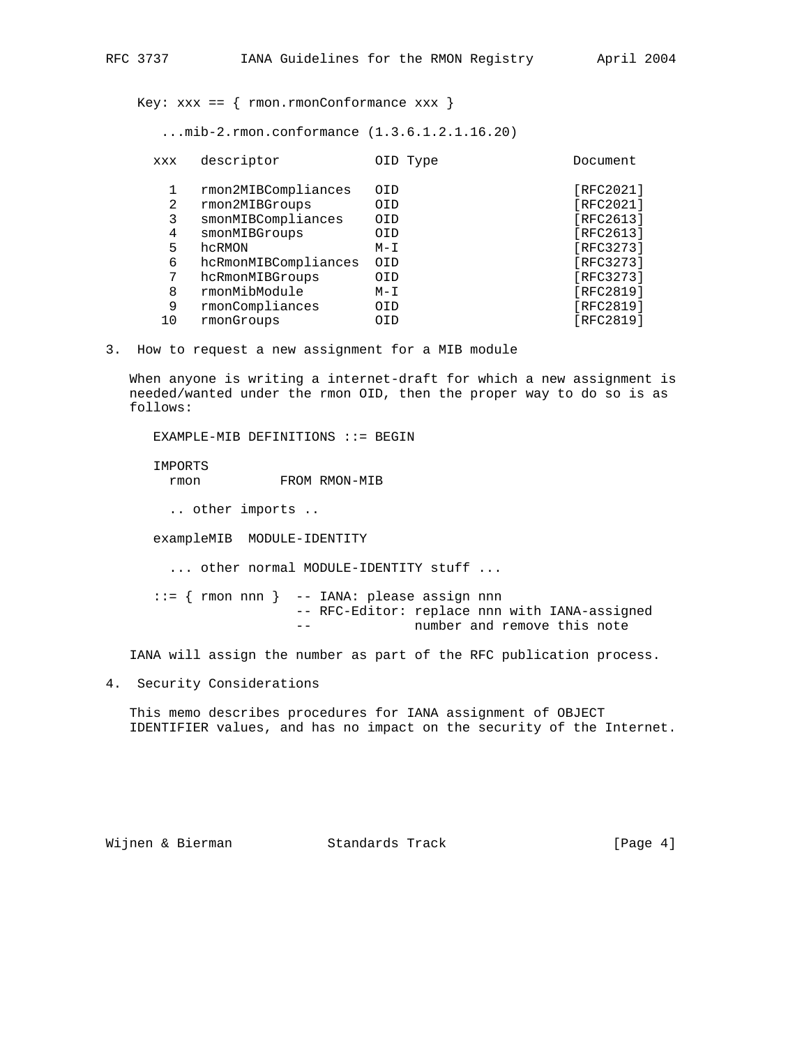Key: xxx == { rmon.rmonConformance xxx }

...mib-2.rmon.conformance (1.3.6.1.2.1.16.20)

| xxx | descriptor | OID Type | Document |
|---|---|---|---|
| 1 | rmon2MIBCompliances | OID | [RFC2021] |
| 2 | rmon2MIBGroups | OID | [RFC2021] |
| 3 | smonMIBCompliances | OID | [RFC2613] |
| 4 | smonMIBGroups | OID | [RFC2613] |
| 5 | hcRMON | M-I | [RFC3273] |
| 6 | hcRmonMIBCompliances | OID | [RFC3273] |
| 7 | hcRmonMIBGroups | OID | [RFC3273] |
| 8 | rmonMibModule | M-I | [RFC2819] |
| 9 | rmonCompliances | OID | [RFC2819] |
| 10 | rmonGroups | OID | [RFC2819] |

## 3. How to request a new assignment for a MIB module

When anyone is writing a internet-draft for which a new assignment is needed/wanted under the rmon OID, then the proper way to do so is as follows:

```
EXAMPLE-MIB DEFINITIONS ::= BEGIN

IMPORTS
  rmon          FROM RMON-MIB

  .. other imports ..

exampleMIB  MODULE-IDENTITY

  ... other normal MODULE-IDENTITY stuff ...

::= { rmon nnn }  -- IANA: please assign nnn
                  -- RFC-Editor: replace nnn with IANA-assigned
                  --             number and remove this note
```

IANA will assign the number as part of the RFC publication process.

## 4. Security Considerations

This memo describes procedures for IANA assignment of OBJECT IDENTIFIER values, and has no impact on the security of the Internet.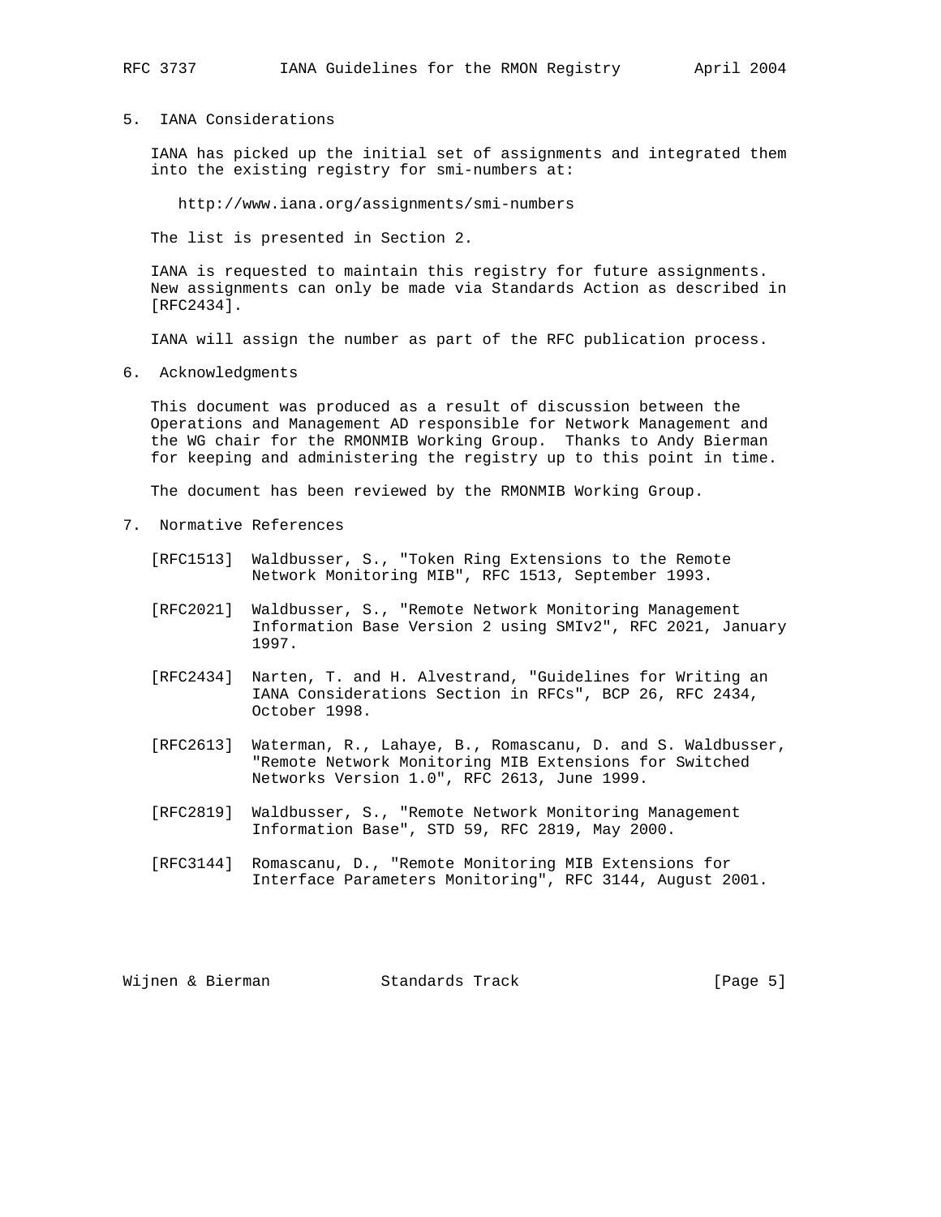## 5. IANA Considerations

IANA has picked up the initial set of assignments and integrated them into the existing registry for smi-numbers at:

http://www.iana.org/assignments/smi-numbers

The list is presented in Section 2.

IANA is requested to maintain this registry for future assignments. New assignments can only be made via Standards Action as described in [RFC2434].

IANA will assign the number as part of the RFC publication process.

## 6. Acknowledgments

This document was produced as a result of discussion between the Operations and Management AD responsible for Network Management and the WG chair for the RMONMIB Working Group. Thanks to Andy Bierman for keeping and administering the registry up to this point in time.

The document has been reviewed by the RMONMIB Working Group.

## 7. Normative References

[RFC1513] Waldbusser, S., "Token Ring Extensions to the Remote Network Monitoring MIB", RFC 1513, September 1993.

[RFC2021] Waldbusser, S., "Remote Network Monitoring Management Information Base Version 2 using SMIv2", RFC 2021, January 1997.

[RFC2434] Narten, T. and H. Alvestrand, "Guidelines for Writing an IANA Considerations Section in RFCs", BCP 26, RFC 2434, October 1998.

[RFC2613] Waterman, R., Lahaye, B., Romascanu, D. and S. Waldbusser, "Remote Network Monitoring MIB Extensions for Switched Networks Version 1.0", RFC 2613, June 1999.

[RFC2819] Waldbusser, S., "Remote Network Monitoring Management Information Base", STD 59, RFC 2819, May 2000.

[RFC3144] Romascanu, D., "Remote Monitoring MIB Extensions for Interface Parameters Monitoring", RFC 3144, August 2001.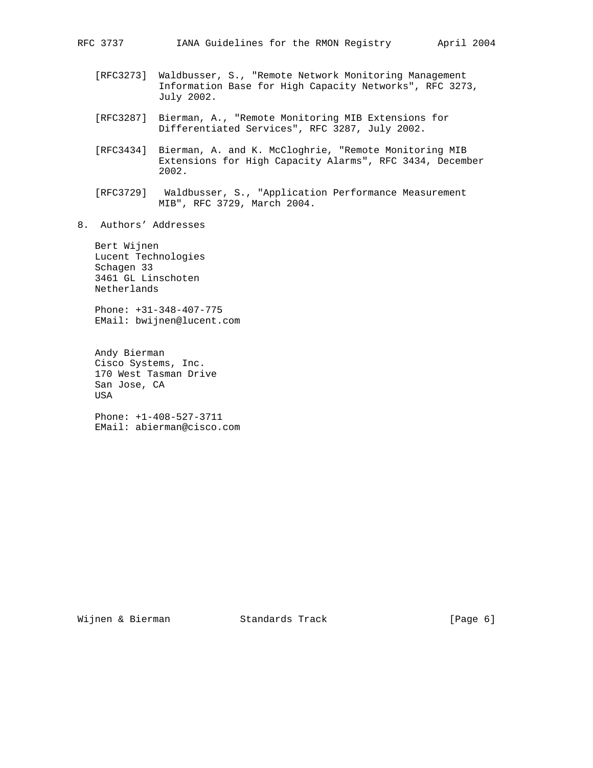[RFC3273] Waldbusser, S., "Remote Network Monitoring Management Information Base for High Capacity Networks", RFC 3273, July 2002.

[RFC3287] Bierman, A., "Remote Monitoring MIB Extensions for Differentiated Services", RFC 3287, July 2002.

[RFC3434] Bierman, A. and K. McCloghrie, "Remote Monitoring MIB Extensions for High Capacity Alarms", RFC 3434, December 2002.

[RFC3729] Waldbusser, S., "Application Performance Measurement MIB", RFC 3729, March 2004.

## 8. Authors' Addresses

Bert Wijnen
Lucent Technologies
Schagen 33
3461 GL Linschoten
Netherlands

Phone: +31-348-407-775
EMail: bwijnen@lucent.com

Andy Bierman
Cisco Systems, Inc.
170 West Tasman Drive
San Jose, CA
USA

Phone: +1-408-527-3711
EMail: abierman@cisco.com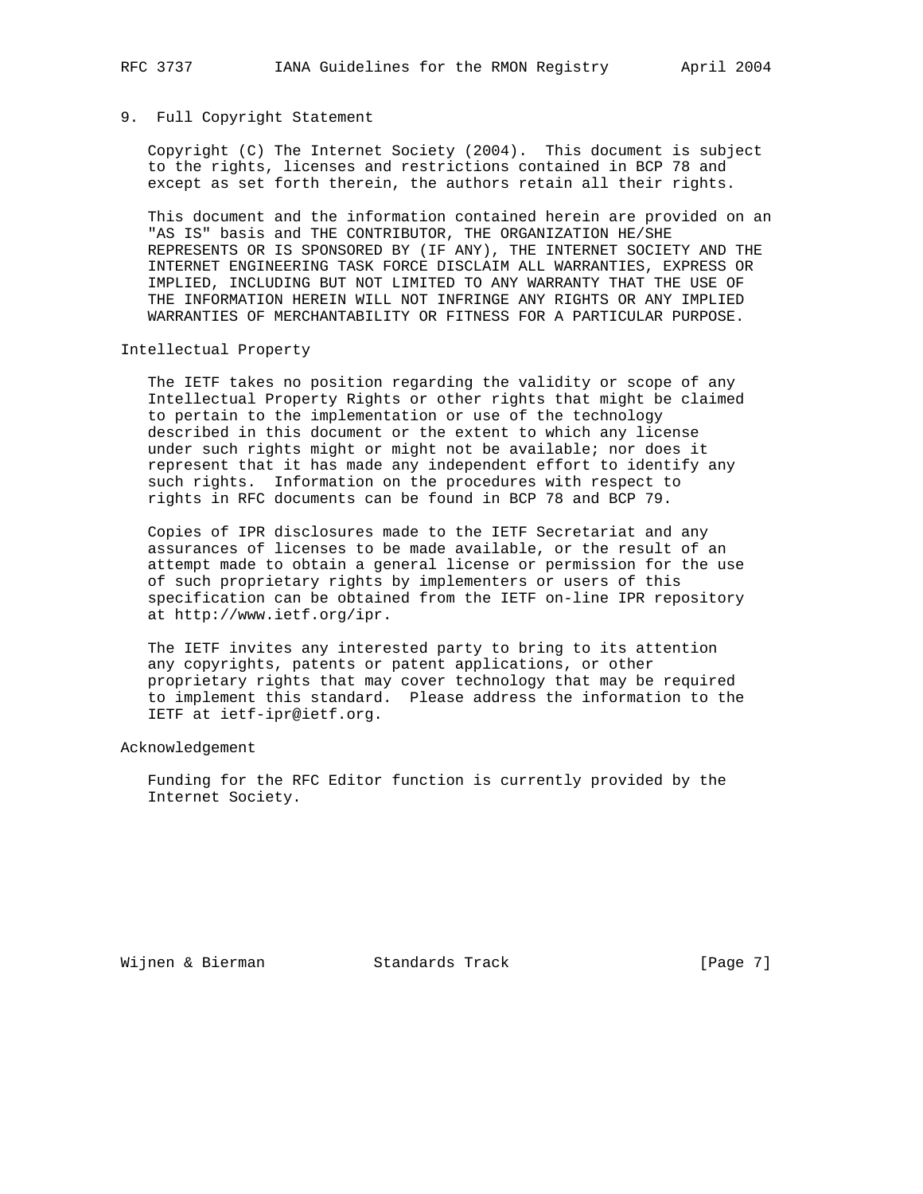## 9. Full Copyright Statement

Copyright (C) The Internet Society (2004). This document is subject to the rights, licenses and restrictions contained in BCP 78 and except as set forth therein, the authors retain all their rights.

This document and the information contained herein are provided on an "AS IS" basis and THE CONTRIBUTOR, THE ORGANIZATION HE/SHE REPRESENTS OR IS SPONSORED BY (IF ANY), THE INTERNET SOCIETY AND THE INTERNET ENGINEERING TASK FORCE DISCLAIM ALL WARRANTIES, EXPRESS OR IMPLIED, INCLUDING BUT NOT LIMITED TO ANY WARRANTY THAT THE USE OF THE INFORMATION HEREIN WILL NOT INFRINGE ANY RIGHTS OR ANY IMPLIED WARRANTIES OF MERCHANTABILITY OR FITNESS FOR A PARTICULAR PURPOSE.

## Intellectual Property

The IETF takes no position regarding the validity or scope of any Intellectual Property Rights or other rights that might be claimed to pertain to the implementation or use of the technology described in this document or the extent to which any license under such rights might or might not be available; nor does it represent that it has made any independent effort to identify any such rights. Information on the procedures with respect to rights in RFC documents can be found in BCP 78 and BCP 79.

Copies of IPR disclosures made to the IETF Secretariat and any assurances of licenses to be made available, or the result of an attempt made to obtain a general license or permission for the use of such proprietary rights by implementers or users of this specification can be obtained from the IETF on-line IPR repository at http://www.ietf.org/ipr.

The IETF invites any interested party to bring to its attention any copyrights, patents or patent applications, or other proprietary rights that may cover technology that may be required to implement this standard. Please address the information to the IETF at ietf-ipr@ietf.org.

## Acknowledgement

Funding for the RFC Editor function is currently provided by the Internet Society.